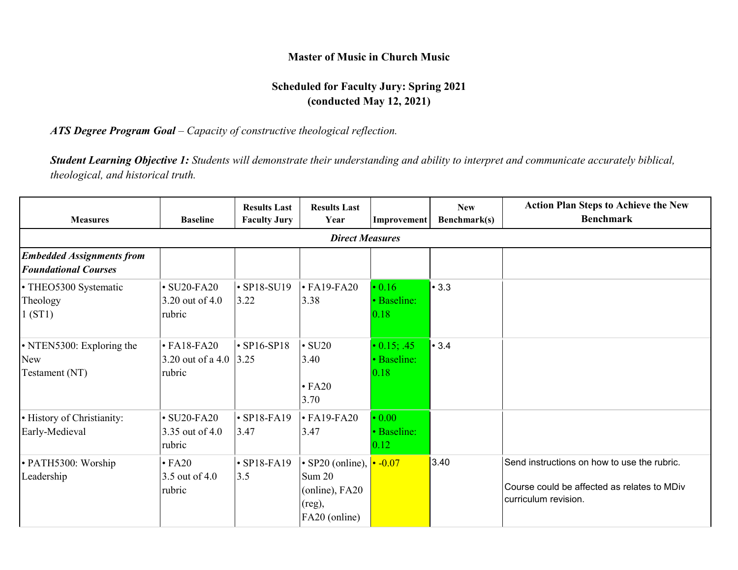**Master of Music in Church Music**

**Scheduled for Faculty Jury: Spring 2021**
**(conducted May 12, 2021)**

***ATS Degree Program Goal*** *– Capacity of constructive theological reflection.*

***Student Learning Objective 1:*** *Students will demonstrate their understanding and ability to interpret and communicate accurately biblical, theological, and historical truth.*

| Measures | Baseline | Results Last Faculty Jury | Results Last Year | Improvement | New Benchmark(s) | Action Plan Steps to Achieve the New Benchmark |
|---|---|---|---|---|---|---|
| ***Direct Measures*** | | | | | | |
| ***Embedded Assignments from Foundational Courses*** | | | | | | |
| • THEO5300 Systematic Theology 1 (ST1) | • SU20-FA20 3.20 out of 4.0 rubric | • SP18-SU19 3.22 | • FA19-FA20 3.38 | • 0.16 • Baseline: 0.18 | • 3.3 | |
| • NTEN5300: Exploring the New Testament (NT) | • FA18-FA20 3.20 out of a 4.0 rubric | • SP16-SP18 3.25 | • SU20 3.40 • FA20 3.70 | • 0.15; .45 • Baseline: 0.18 | • 3.4 | |
| • History of Christianity: Early-Medieval | • SU20-FA20 3.35 out of 4.0 rubric | • SP18-FA19 3.47 | • FA19-FA20 3.47 | • 0.00 • Baseline: 0.12 | | |
| • PATH5300: Worship Leadership | • FA20 3.5 out of 4.0 rubric | • SP18-FA19 3.5 | • SP20 (online), Sum 20 (online), FA20 (reg), FA20 (online) | • -0.07 | 3.40 | Send instructions on how to use the rubric. Course could be affected as relates to MDiv curriculum revision. |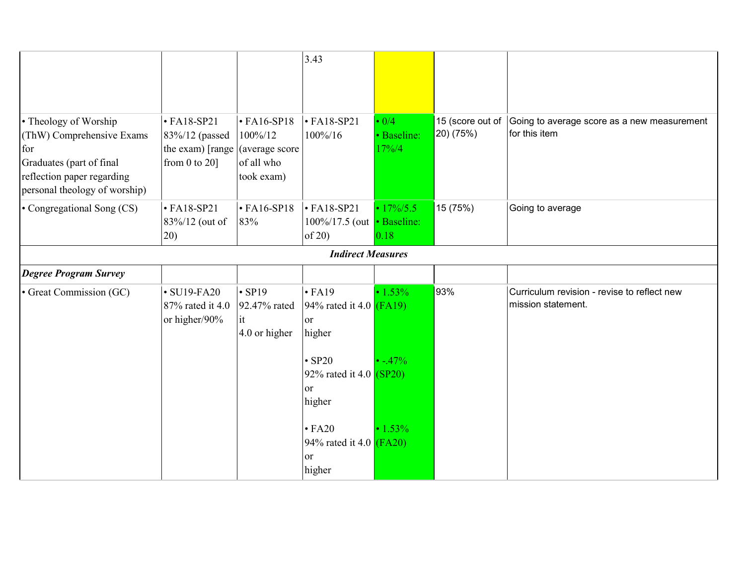| | | | | | | |
|---|---|---|---|---|---|---|
| | | | 3.43 | | | |
| • Theology of Worship (ThW) Comprehensive Exams for Graduates (part of final reflection paper regarding personal theology of worship) | • FA18-SP21 83%/12 (passed the exam) [range from 0 to 20] | • FA16-SP18 100%/12 (average score of all who took exam) | • FA18-SP21 100%/16 | • 0/4 • Baseline: 17%/4 | 15 (score out of 20) (75%) | Going to average score as a new measurement for this item |
| • Congregational Song (CS) | • FA18-SP21 83%/12 (out of 20) | • FA16-SP18 83% | • FA18-SP21 100%/17.5 (out of 20) | • 17%/5.5 • Baseline: 0.18 | 15 (75%) | Going to average |
| | | | ***Indirect Measures*** | | | |
| ***Degree Program Survey*** | | | | | | |
| • Great Commission (GC) | • SU19-FA20 87% rated it 4.0 or higher/90% | • SP19 92.47% rated it 4.0 or higher | • FA19 94% rated it 4.0 or higher<br><br>• SP20 92% rated it 4.0 or higher<br><br>• FA20 94% rated it 4.0 or higher | • 1.53% (FA19)<br><br>• -.47% (SP20)<br><br>• 1.53% (FA20) | 93% | Curriculum revision - revise to reflect new mission statement. |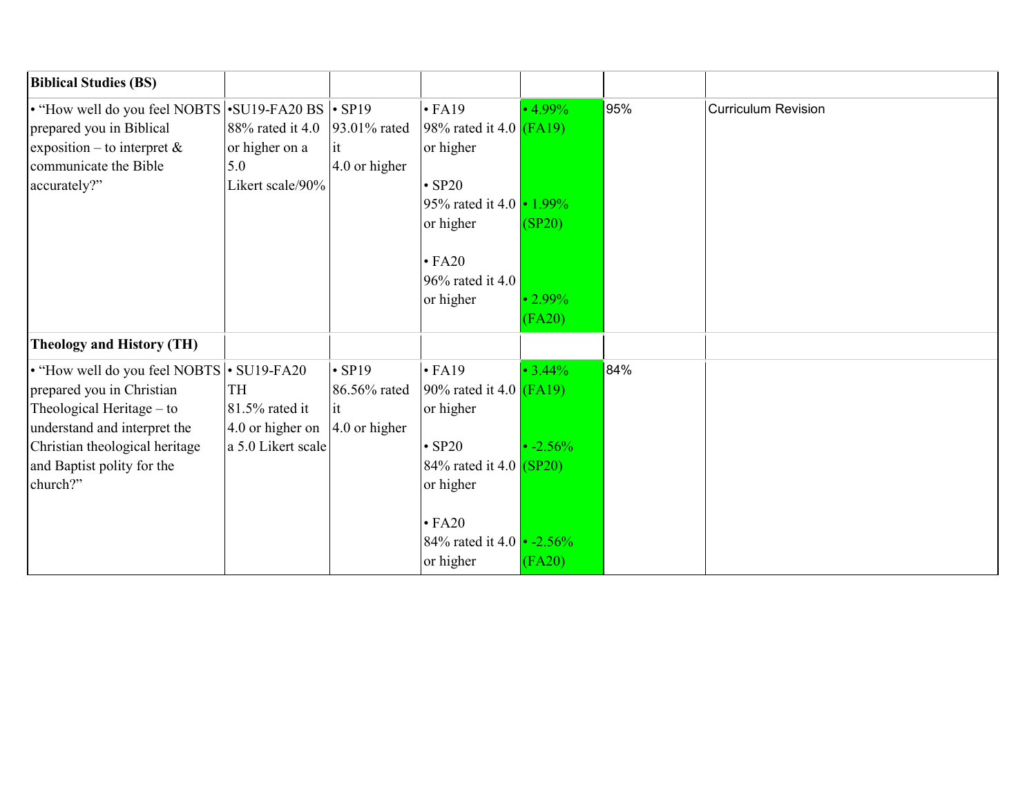| Biblical Studies (BS) | | | | | | |
|---|---|---|---|---|---|---|
| • "How well do you feel NOBTS prepared you in Biblical exposition – to interpret & communicate the Bible accurately?" | •SU19-FA20 BS 88% rated it 4.0 or higher on a 5.0 Likert scale/90% | • SP19 93.01% rated it 4.0 or higher | • FA19 98% rated it 4.0 or higher<br><br>• SP20 95% rated it 4.0 or higher<br><br>• FA20 96% rated it 4.0 or higher | • 4.99% (FA19)<br><br>• 1.99% (SP20)<br><br>• 2.99% (FA20) | 95% | Curriculum Revision |
| **Theology and History (TH)** | | | | | | |
| • "How well do you feel NOBTS prepared you in Christian Theological Heritage – to understand and interpret the Christian theological heritage and Baptist polity for the church?" | • SU19-FA20 TH 81.5% rated it 4.0 or higher on a 5.0 Likert scale | • SP19 86.56% rated it 4.0 or higher | • FA19 90% rated it 4.0 or higher<br><br>• SP20 84% rated it 4.0 or higher<br><br>• FA20 84% rated it 4.0 or higher | • 3.44% (FA19)<br><br>• -2.56% (SP20)<br><br>• -2.56% (FA20) | 84% | |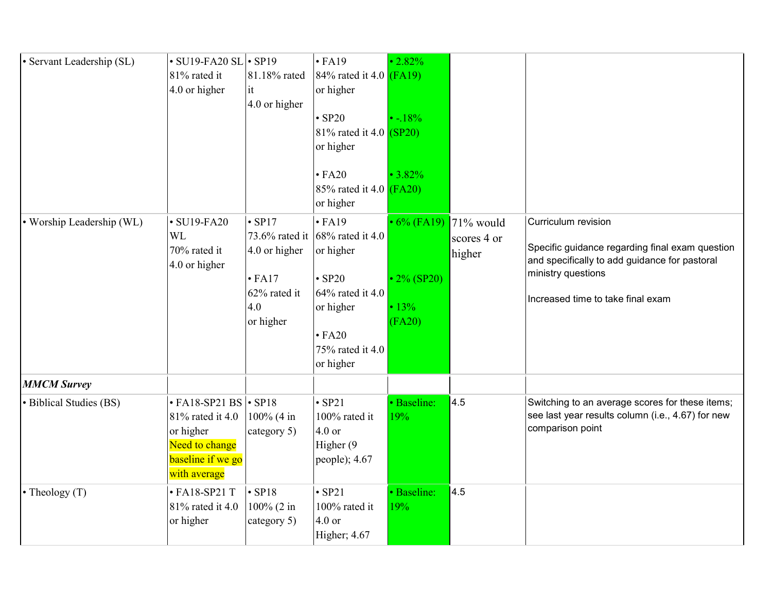| | | | | | | |
|---|---|---|---|---|---|---|
| • Servant Leadership (SL) | • SU19-FA20 SL 81% rated it 4.0 or higher | • SP19 81.18% rated it 4.0 or higher | • FA19 84% rated it 4.0 or higher<br><br>• SP20 81% rated it 4.0 or higher<br><br>• FA20 85% rated it 4.0 or higher | • 2.82% (FA19)<br><br>• -.18% (SP20)<br><br>• 3.82% (FA20) | | |
| • Worship Leadership (WL) | • SU19-FA20 WL 70% rated it 4.0 or higher | • SP17 73.6% rated it 4.0 or higher<br><br>• FA17 62% rated it 4.0 or higher | • FA19 68% rated it 4.0 or higher<br><br>• SP20 64% rated it 4.0 or higher<br><br>• FA20 75% rated it 4.0 or higher | • 6% (FA19)<br><br>• 2% (SP20)<br><br>• 13% (FA20) | 71% would scores 4 or higher | Curriculum revision<br><br>Specific guidance regarding final exam question and specifically to add guidance for pastoral ministry questions<br><br>Increased time to take final exam |
| ***MMCM Survey*** | | | | | | |
| • Biblical Studies (BS) | • FA18-SP21 BS 81% rated it 4.0 or higher Need to change baseline if we go with average | • SP18 100% (4 in category 5) | • SP21 100% rated it 4.0 or Higher (9 people); 4.67 | • Baseline: 19% | 4.5 | Switching to an average scores for these items; see last year results column (i.e., 4.67) for new comparison point |
| • Theology (T) | • FA18-SP21 T 81% rated it 4.0 or higher | • SP18 100% (2 in category 5) | • SP21 100% rated it 4.0 or Higher; 4.67 | • Baseline: 19% | 4.5 | |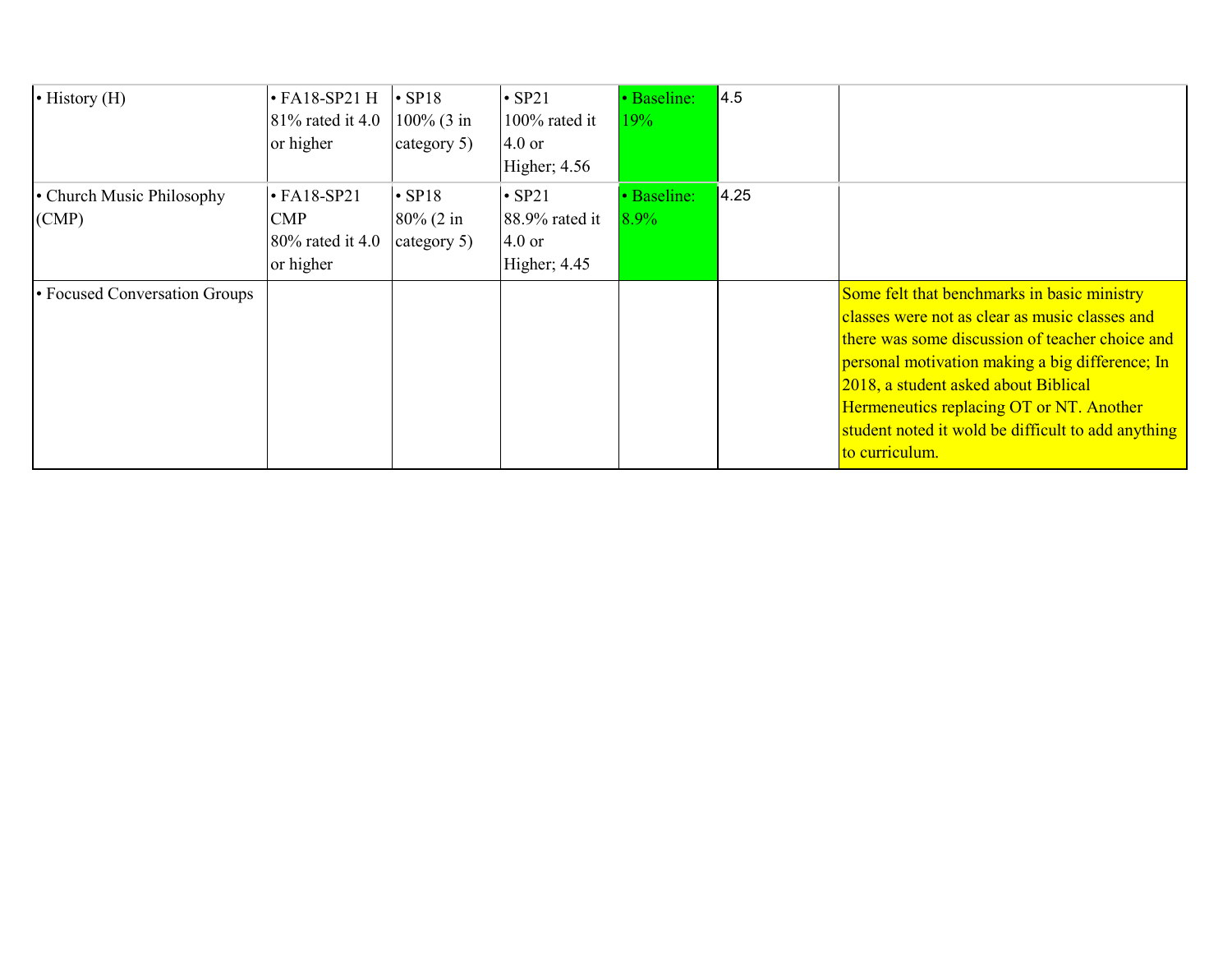| | | | | | | |
|---|---|---|---|---|---|---|
| • History (H) | • FA18-SP21 H 81% rated it 4.0 or higher | • SP18 100% (3 in category 5) | • SP21 100% rated it 4.0 or Higher; 4.56 | • Baseline: 19% | 4.5 | |
| • Church Music Philosophy (CMP) | • FA18-SP21 CMP 80% rated it 4.0 or higher | • SP18 80% (2 in category 5) | • SP21 88.9% rated it 4.0 or Higher; 4.45 | • Baseline: 8.9% | 4.25 | |
| • Focused Conversation Groups | | | | | | Some felt that benchmarks in basic ministry classes were not as clear as music classes and there was some discussion of teacher choice and personal motivation making a big difference; In 2018, a student asked about Biblical Hermeneutics replacing OT or NT. Another student noted it wold be difficult to add anything to curriculum. |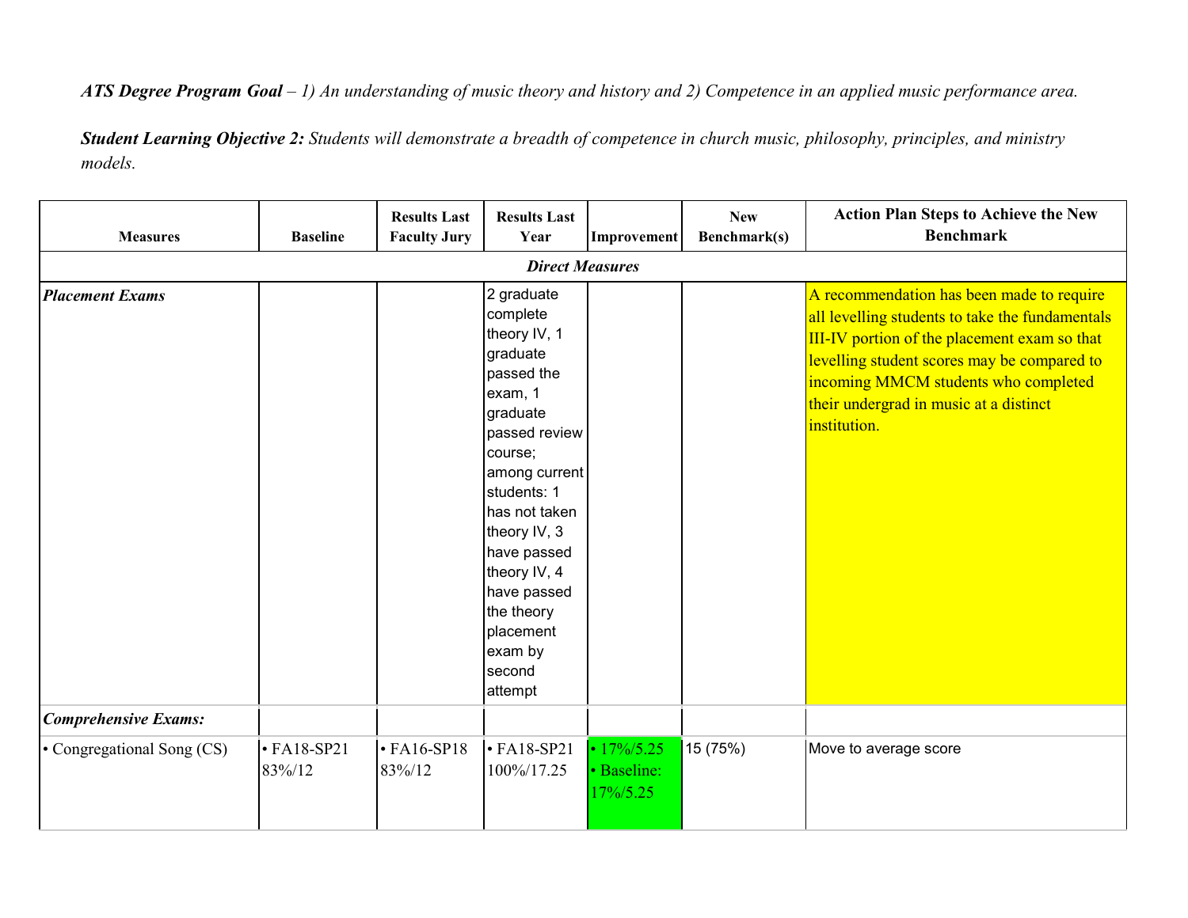***ATS Degree Program Goal*** *– 1) An understanding of music theory and history and 2) Competence in an applied music performance area.*

***Student Learning Objective 2:*** *Students will demonstrate a breadth of competence in church music, philosophy, principles, and ministry models.*

| Measures | Baseline | Results Last Faculty Jury | Results Last Year | Improvement | New Benchmark(s) | Action Plan Steps to Achieve the New Benchmark |
|---|---|---|---|---|---|---|
| ***Direct Measures*** | | | | | | |
| ***Placement Exams*** | | | 2 graduate complete theory IV, 1 graduate passed the exam, 1 graduate passed review course; among current students: 1 has not taken theory IV, 3 have passed theory IV, 4 have passed the theory placement exam by second attempt | | | A recommendation has been made to require all levelling students to take the fundamentals III-IV portion of the placement exam so that levelling student scores may be compared to incoming MMCM students who completed their undergrad in music at a distinct institution. |
| ***Comprehensive Exams:*** | | | | | | |
| • Congregational Song (CS) | • FA18-SP21 83%/12 | • FA16-SP18 83%/12 | • FA18-SP21 100%/17.25 | • 17%/5.25 • Baseline: 17%/5.25 | 15 (75%) | Move to average score |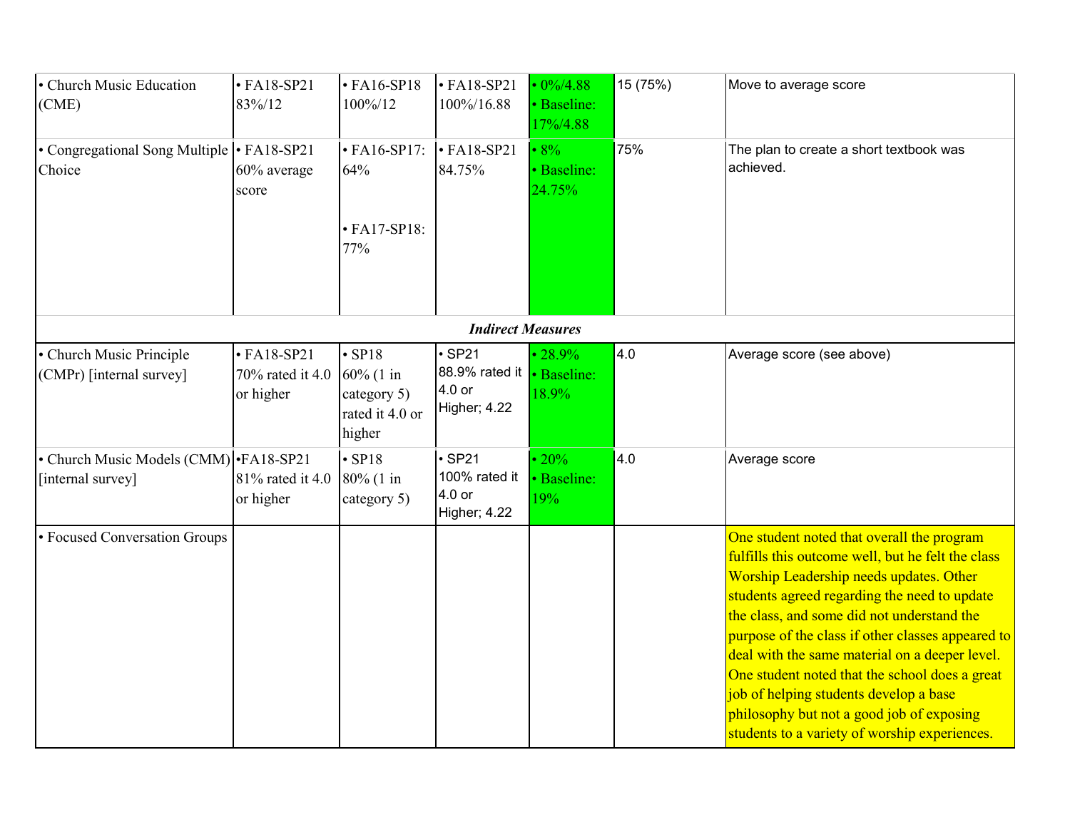| | | | | | | |
|---|---|---|---|---|---|---|
| • Church Music Education (CME) | • FA18-SP21 83%/12 | • FA16-SP18 100%/12 | • FA18-SP21 100%/16.88 | • 0%/4.88 • Baseline: 17%/4.88 | 15 (75%) | Move to average score |
| • Congregational Song Multiple Choice | • FA18-SP21 60% average score | • FA16-SP17: 64% • FA17-SP18: 77% | • FA18-SP21 84.75% | • 8% • Baseline: 24.75% | 75% | The plan to create a short textbook was achieved. |
| | | | ***Indirect Measures*** | | | |
| • Church Music Principle (CMPr) [internal survey] | • FA18-SP21 70% rated it 4.0 or higher | • SP18 60% (1 in category 5) rated it 4.0 or higher | • SP21 88.9% rated it 4.0 or Higher; 4.22 | • 28.9% • Baseline: 18.9% | 4.0 | Average score (see above) |
| • Church Music Models (CMM) [internal survey] | •FA18-SP21 81% rated it 4.0 or higher | • SP18 80% (1 in category 5) | • SP21 100% rated it 4.0 or Higher; 4.22 | • 20% • Baseline: 19% | 4.0 | Average score |
| • Focused Conversation Groups | | | | | | One student noted that overall the program fulfills this outcome well, but he felt the class Worship Leadership needs updates. Other students agreed regarding the need to update the class, and some did not understand the purpose of the class if other classes appeared to deal with the same material on a deeper level. One student noted that the school does a great job of helping students develop a base philosophy but not a good job of exposing students to a variety of worship experiences. |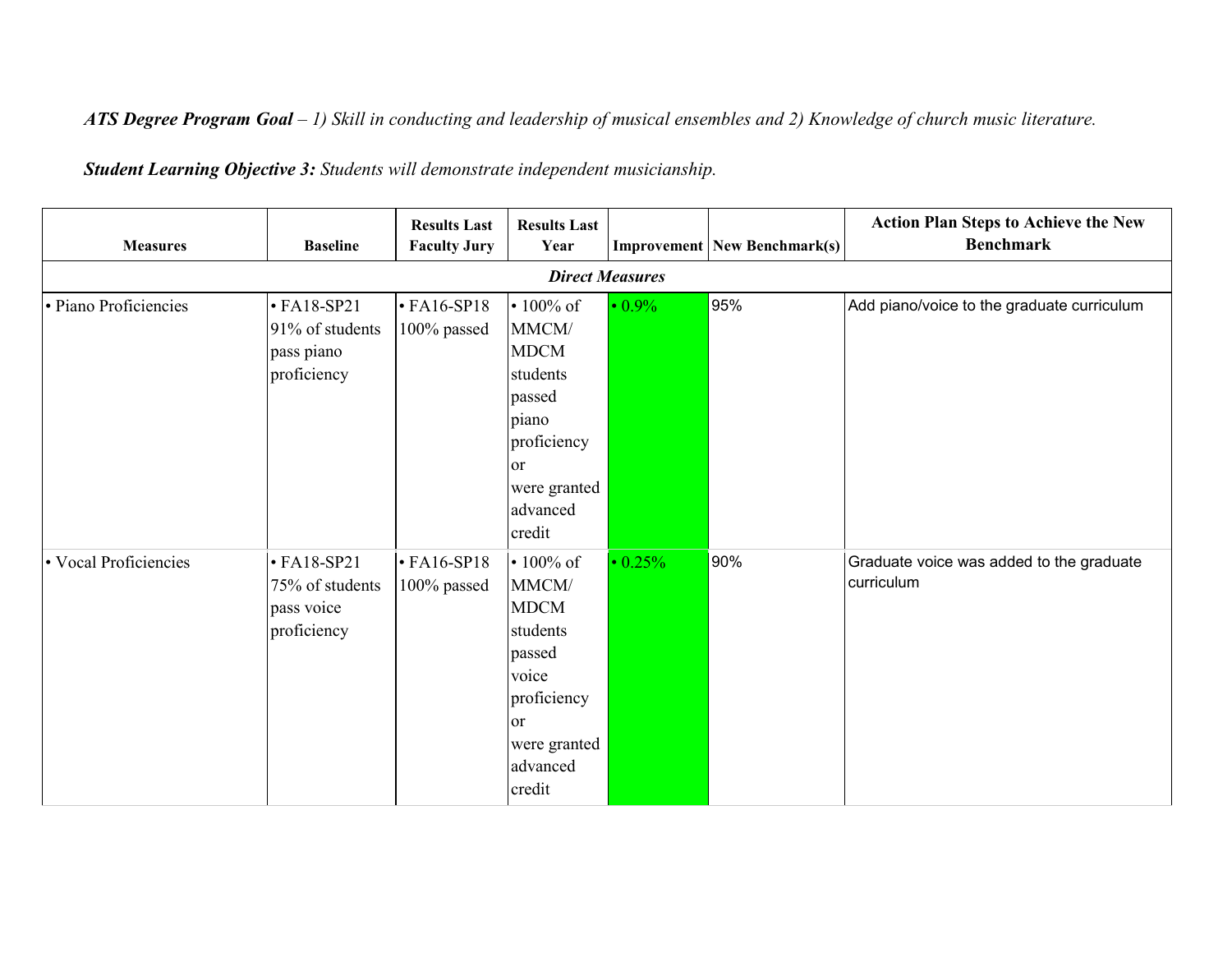***ATS Degree Program Goal*** *– 1) Skill in conducting and leadership of musical ensembles and 2) Knowledge of church music literature.*

***Student Learning Objective 3:*** *Students will demonstrate independent musicianship.*

| Measures | Baseline | Results Last Faculty Jury | Results Last Year | Improvement | New Benchmark(s) | Action Plan Steps to Achieve the New Benchmark |
|---|---|---|---|---|---|---|
| ***Direct Measures*** | | | | | | |
| • Piano Proficiencies | • FA18-SP21 91% of students pass piano proficiency | • FA16-SP18 100% passed | • 100% of MMCM/ MDCM students passed piano proficiency or were granted advanced credit | • 0.9% | 95% | Add piano/voice to the graduate curriculum |
| • Vocal Proficiencies | • FA18-SP21 75% of students pass voice proficiency | • FA16-SP18 100% passed | • 100% of MMCM/ MDCM students passed voice proficiency or were granted advanced credit | • 0.25% | 90% | Graduate voice was added to the graduate curriculum |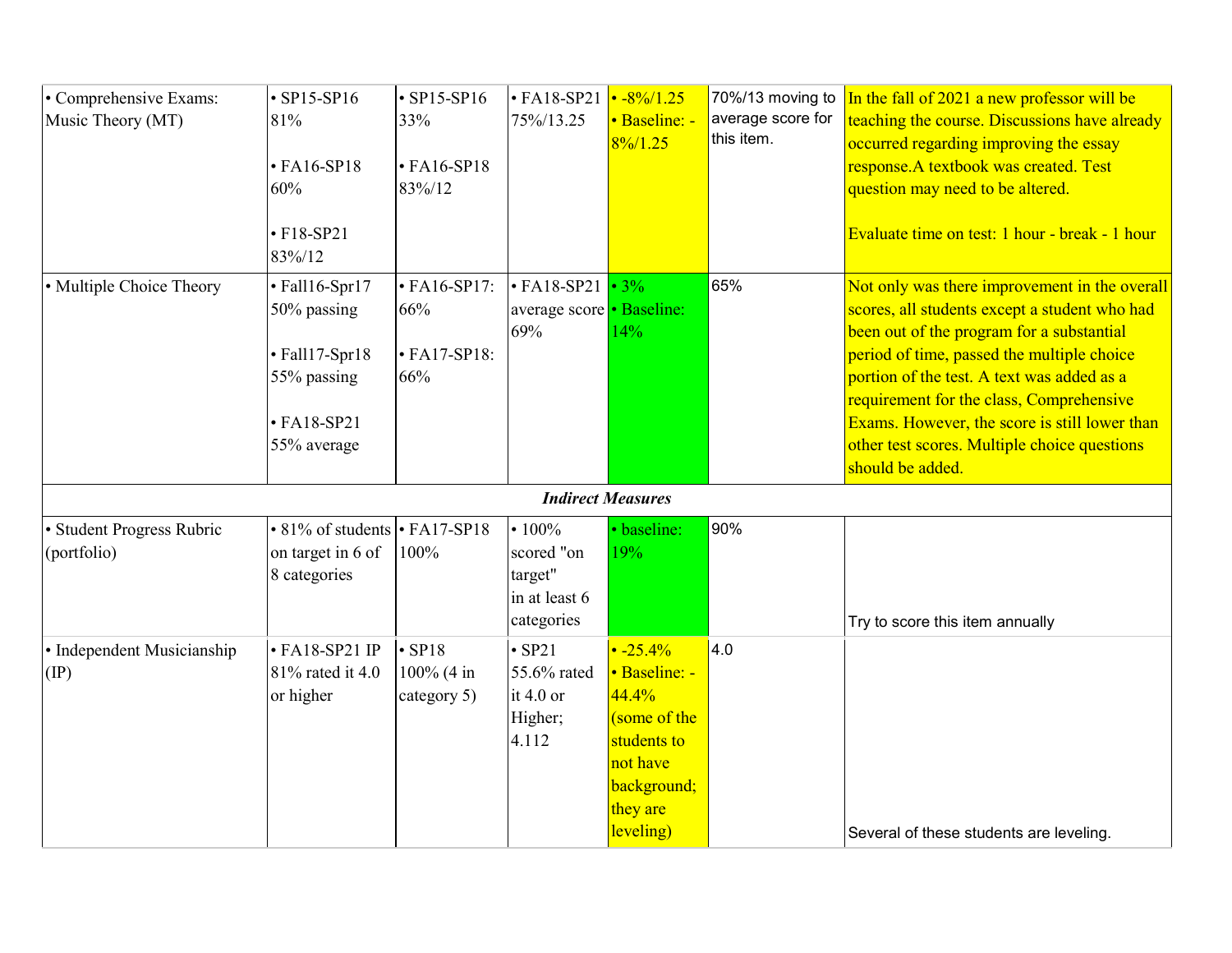| • Comprehensive Exams: Music Theory (MT) | • SP15-SP16 81%<br><br>• FA16-SP18 60%<br><br>• F18-SP21 83%/12 | • SP15-SP16 33%<br><br>• FA16-SP18 83%/12 | • FA18-SP21 75%/13.25 | • -8%/1.25<br>• Baseline: -8%/1.25 | 70%/13 moving to average score for this item. | In the fall of 2021 a new professor will be teaching the course. Discussions have already occurred regarding improving the essay response.A textbook was created. Test question may need to be altered.<br><br>Evaluate time on test: 1 hour - break - 1 hour |
|---|---|---|---|---|---|---|
| • Multiple Choice Theory | • Fall16-Spr17 50% passing<br><br>• Fall17-Spr18 55% passing<br><br>• FA18-SP21 55% average | • FA16-SP17: 66%<br><br>• FA17-SP18: 66% | • FA18-SP21 average score 69% | • 3%<br>• Baseline: 14% | 65% | Not only was there improvement in the overall scores, all students except a student who had been out of the program for a substantial period of time, passed the multiple choice portion of the test. A text was added as a requirement for the class, Comprehensive Exams. However, the score is still lower than other test scores. Multiple choice questions should be added. |
| | | | ***Indirect Measures*** | | | |
| • Student Progress Rubric (portfolio) | • 81% of students on target in 6 of 8 categories | • FA17-SP18 100% | • 100% scored "on target" in at least 6 categories | • baseline: 19% | 90% | Try to score this item annually |
| • Independent Musicianship (IP) | • FA18-SP21 IP 81% rated it 4.0 or higher | • SP18 100% (4 in category 5) | • SP21 55.6% rated it 4.0 or Higher; 4.112 | • -25.4%<br>• Baseline: -44.4% (some of the students to not have background; they are leveling) | 4.0 | Several of these students are leveling. |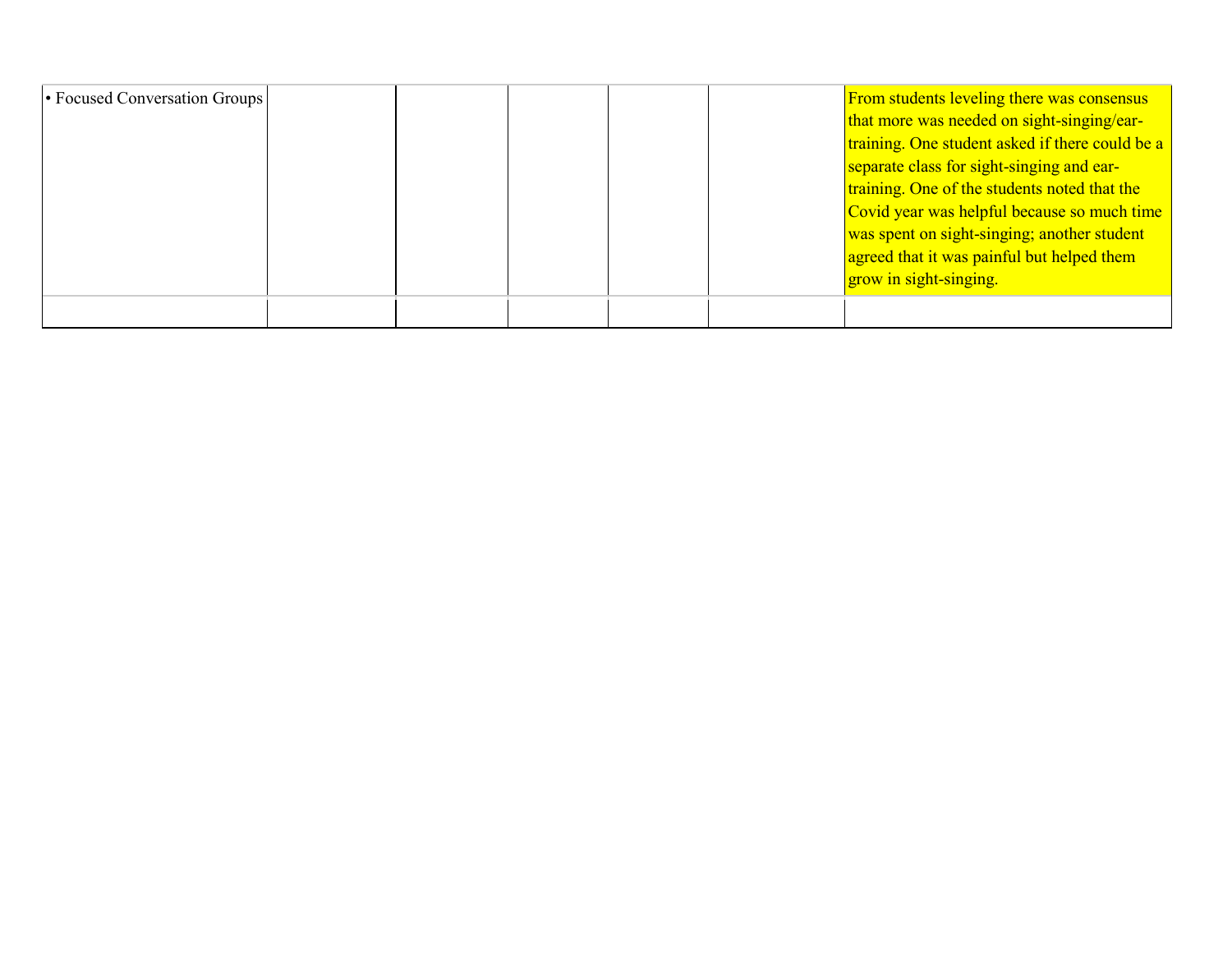| | | | | | | |
|---|---|---|---|---|---|---|
| • Focused Conversation Groups | | | | | | From students leveling there was consensus that more was needed on sight-singing/ear-training. One student asked if there could be a separate class for sight-singing and ear-training. One of the students noted that the Covid year was helpful because so much time was spent on sight-singing; another student agreed that it was painful but helped them grow in sight-singing. |
| | | | | | | |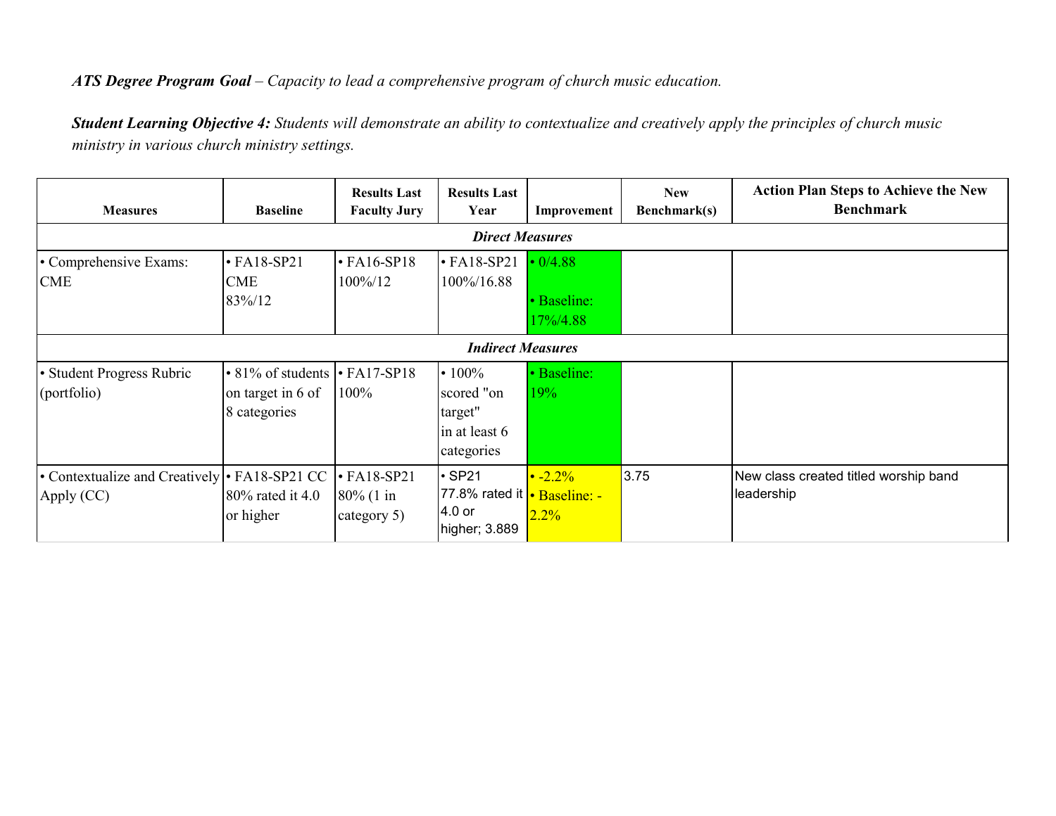*ATS Degree Program Goal – Capacity to lead a comprehensive program of church music education.*

***Student Learning Objective 4:*** *Students will demonstrate an ability to contextualize and creatively apply the principles of church music ministry in various church ministry settings.*

| Measures | Baseline | Results Last Faculty Jury | Results Last Year | Improvement | New Benchmark(s) | Action Plan Steps to Achieve the New Benchmark |
|---|---|---|---|---|---|---|
| ***Direct Measures*** | | | | | | |
| • Comprehensive Exams: CME | • FA18-SP21 CME 83%/12 | • FA16-SP18 100%/12 | • FA18-SP21 100%/16.88 | • 0/4.88<br><br>• Baseline: 17%/4.88 | | |
| ***Indirect Measures*** | | | | | | |
| • Student Progress Rubric (portfolio) | • 81% of students on target in 6 of 8 categories | • FA17-SP18 100% | • 100% scored "on target" in at least 6 categories | • Baseline: 19% | | |
| • Contextualize and Creatively Apply (CC) | • FA18-SP21 CC 80% rated it 4.0 or higher | • FA18-SP21 80% (1 in category 5) | • SP21 77.8% rated it 4.0 or higher; 3.889 | • -2.2%<br>• Baseline: -2.2% | 3.75 | New class created titled worship band leadership |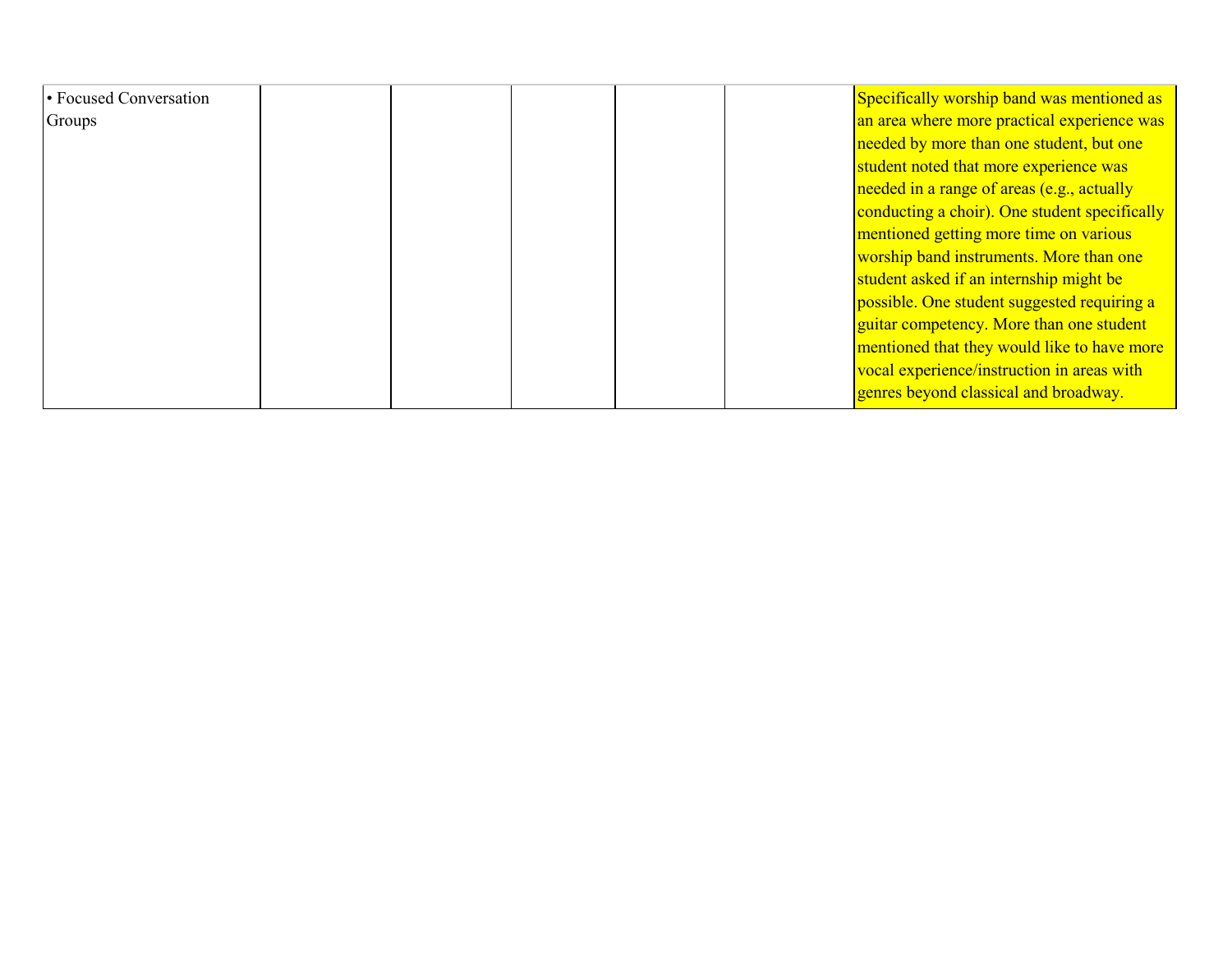| | | | | | | |
|---|---|---|---|---|---|---|
| • Focused Conversation Groups | | | | | | Specifically worship band was mentioned as an area where more practical experience was needed by more than one student, but one student noted that more experience was needed in a range of areas (e.g., actually conducting a choir). One student specifically mentioned getting more time on various worship band instruments. More than one student asked if an internship might be possible. One student suggested requiring a guitar competency. More than one student mentioned that they would like to have more vocal experience/instruction in areas with genres beyond classical and broadway. |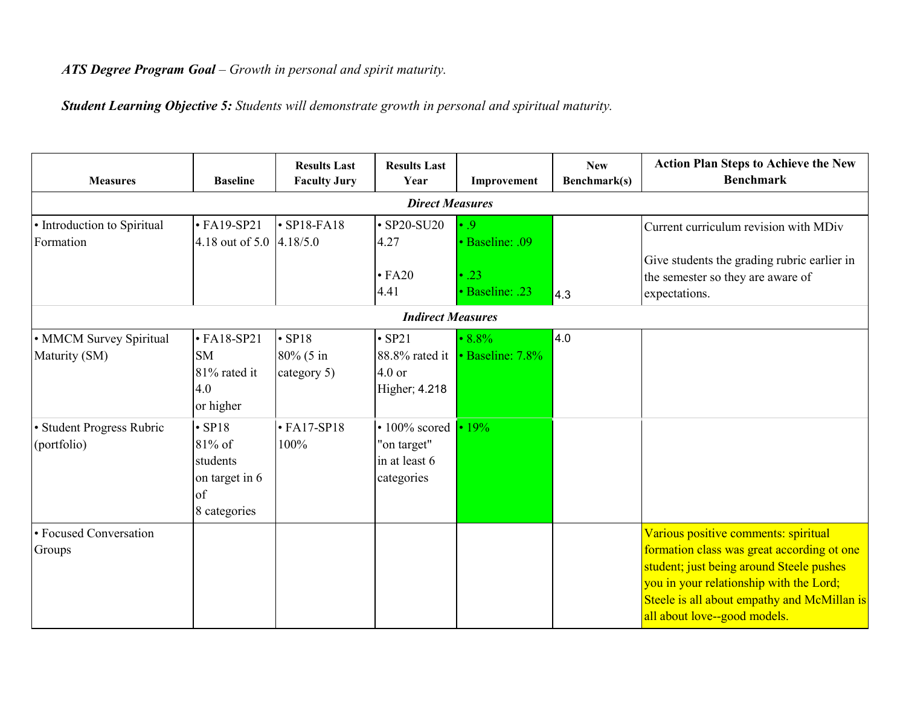***ATS Degree Program Goal** – Growth in personal and spirit maturity.*

***Student Learning Objective 5:** Students will demonstrate growth in personal and spiritual maturity.*

| Measures | Baseline | Results Last Faculty Jury | Results Last Year | Improvement | New Benchmark(s) | Action Plan Steps to Achieve the New Benchmark |
|---|---|---|---|---|---|---|
| ***Direct Measures*** | | | | | | |
| • Introduction to Spiritual Formation | • FA19-SP21 4.18 out of 5.0 | • SP18-FA18 4.18/5.0 | • SP20-SU20 4.27<br><br>• FA20 4.41 | • .9<br>• Baseline: .09<br><br>• .23<br>• Baseline: .23 | 4.3 | Current curriculum revision with MDiv<br><br>Give students the grading rubric earlier in the semester so they are aware of expectations. |
| ***Indirect Measures*** | | | | | | |
| • MMCM Survey Spiritual Maturity (SM) | • FA18-SP21 SM 81% rated it 4.0 or higher | • SP18 80% (5 in category 5) | • SP21 88.8% rated it 4.0 or Higher; 4.218 | • 8.8%<br>• Baseline: 7.8% | 4.0 | |
| • Student Progress Rubric (portfolio) | • SP18 81% of students on target in 6 of 8 categories | • FA17-SP18 100% | • 100% scored "on target" in at least 6 categories | • 19% | | |
| • Focused Conversation Groups | | | | | | Various positive comments: spiritual formation class was great according ot one student; just being around Steele pushes you in your relationship with the Lord; Steele is all about empathy and McMillan is all about love--good models. |